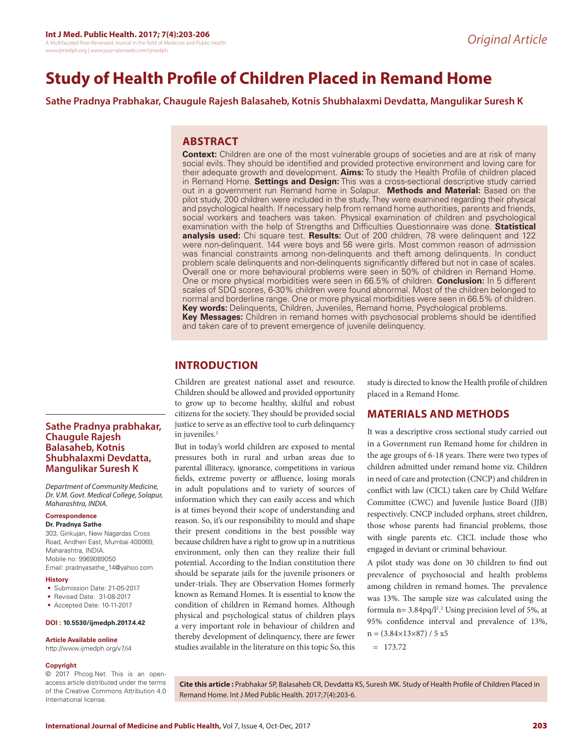*Original Article*

# Study of Health Profile of Children Placed in Remand Home

**Sathe Pradnya Prabhakar, Chaugule Rajesh Balasaheb, Kotnis Shubhalaxmi Devdatta, Mangulikar Suresh K**

## ABSTRACT

**Context:** Children are one of the most vulnerable groups of societies and are at risk of many social evils. They should be identified and provided protective environment and loving care for their adequate growth and development. **Aims:** To study the Health Profile of children placed in Remand Home. **Settings and Design:** This was a cross-sectional descriptive study carried out in a government run Remand home in Solapur. **Methods and Material:** Based on the pilot study, 200 children were included in the study. They were examined regarding their physical and psychological health. If necessary help from remand home authorities, parents and friends, social workers and teachers was taken. Physical examination of children and psychological examination with the help of Strengths and Difficulties Questionnaire was done. **Statistical analysis used:** Chi square test. **Results:** Out of 200 children, 78 were delinquent and 122 were non-delinquent. 144 were boys and 56 were girls. Most common reason of admission was financial constraints among non-delinquents and theft among delinquents. In conduct problem scale delinquents and non-delinquents significantly differed but not in case of scales. Overall one or more behavioural problems were seen in 50% of children in Remand Home. One or more physical morbidities were seen in 66.5% of children. **Conclusion:** In 5 different scales of SDQ scores, 6-30% children were found abnormal. Most of the children belonged to normal and borderline range. One or more physical morbidities were seen in 66.5% of children.

**Key words:** Delinquents, Children, Juveniles, Remand home, Psychological problems.

**Key Messages:** Children in remand homes with psychosocial problems should be identified and taken care of to prevent emergence of juvenile delinquency.

**Sathe Pradnya prabhakar, Chaugule Rajesh Balasaheb, Kotnis Shubhalaxmi Devdatta, Mangulikar Suresh K**

*Department of Community Medicine, Dr. V.M. Govt. Medical College, Solapur, Maharashtra, INDIA.*

**Correspondence**

**Dr. Pradnya Sathe**

303, Girikujan, New Nagardas Cross Road, Andheri East, Mumbai 400069, Maharashtra, INDIA.
Mobile no: 9969089050
Email: pradnyasathe_14@yahoo.com

**History**

- Submission Date: 21-05-2017
- Revised Date: 31-08-2017
- Accepted Date: 10-11-2017

**DOI : 10.5530/ijmedph.2017.4.42**

**Article Available online**

http://www.ijmedph.org/v7/i4

**Copyright**

© 2017 Phcog.Net. This is an open-access article distributed under the terms of the Creative Commons Attribution 4.0 International license.

## INTRODUCTION

Children are greatest national asset and resource. Children should be allowed and provided opportunity to grow up to become healthy, skilful and robust citizens for the society. They should be provided social justice to serve as an effective tool to curb delinquency in juveniles.[1]

But in today's world children are exposed to mental pressures both in rural and urban areas due to parental illiteracy, ignorance, competitions in various fields, extreme poverty or affluence, losing morals in adult populations and to variety of sources of information which they can easily access and which is at times beyond their scope of understanding and reason. So, it's our responsibility to mould and shape their present conditions in the best possible way because children have a right to grow up in a nutritious environment, only then can they realize their full potential. According to the Indian constitution there should be separate jails for the juvenile prisoners or under-trials. They are Observation Homes formerly known as Remand Homes. It is essential to know the condition of children in Remand homes. Although physical and psychological status of children plays a very important role in behaviour of children and thereby development of delinquency, there are fewer studies available in the literature on this topic So, this study is directed to know the Health profile of children placed in a Remand Home.

## MATERIALS AND METHODS

It was a descriptive cross sectional study carried out in a Government run Remand home for children in the age groups of 6-18 years. There were two types of children admitted under remand home viz. Children in need of care and protection (CNCP) and children in conflict with law (CICL) taken care by Child Welfare Committee (CWC) and Juvenile Justice Board (JJB) respectively. CNCP included orphans, street children, those whose parents had financial problems, those with single parents etc. CICL include those who engaged in deviant or criminal behaviour.

A pilot study was done on 30 children to find out prevalence of psychosocial and health problems among children in remand homes. The prevalence was 13%. The sample size was calculated using the formula $n = 3.84pq/l^2$.[2] Using precision level of 5%, at 95% confidence interval and prevalence of 13%,

$n = (3.84 \times 13 \times 87) / 5 \times 5$

$= 173.72$

**Cite this article :** Prabhakar SP, Balasaheb CR, Devdatta KS, Suresh MK. Study of Health Profile of Children Placed in Remand Home. Int J Med Public Health. 2017;7(4):203-6.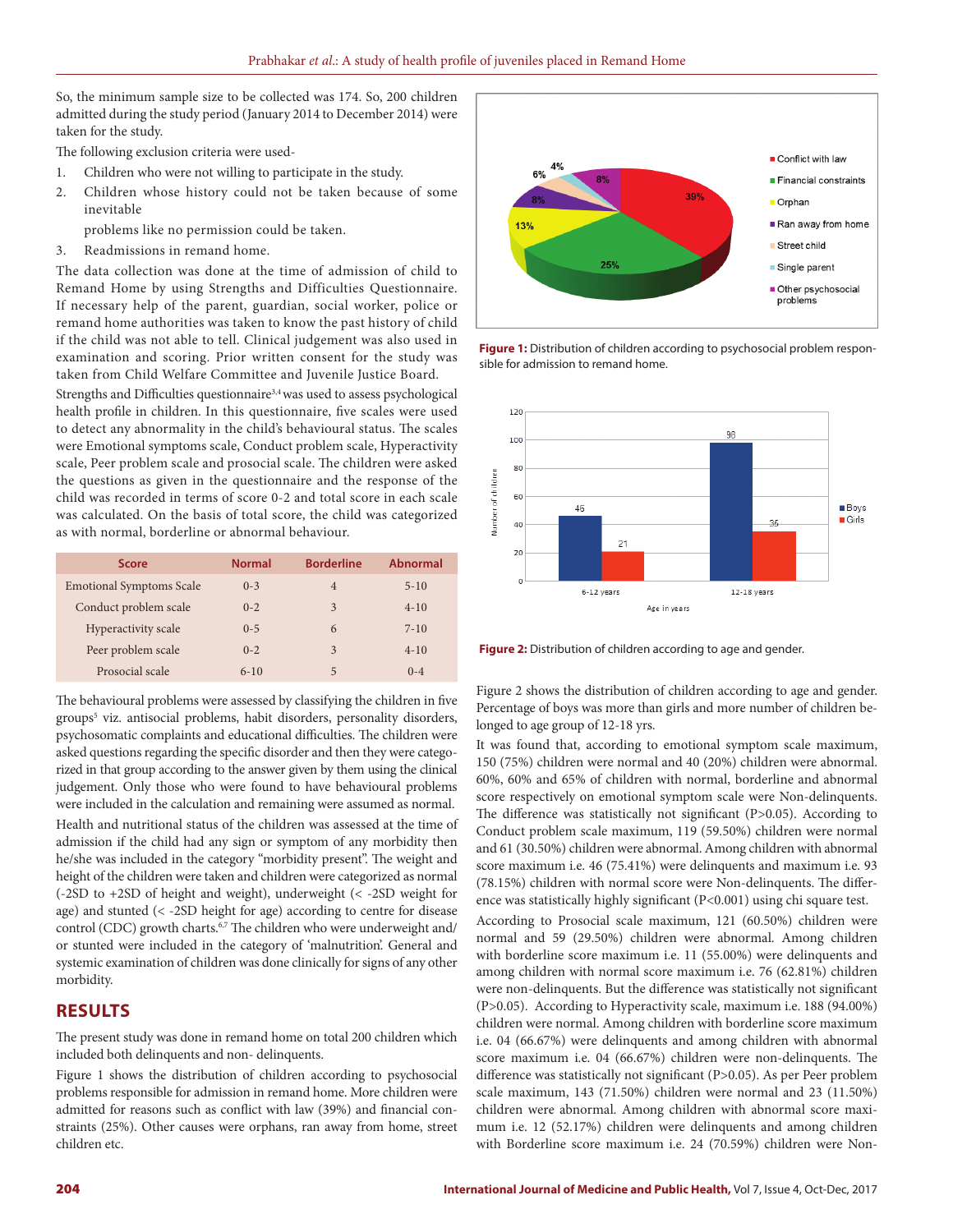So, the minimum sample size to be collected was 174. So, 200 children admitted during the study period (January 2014 to December 2014) were taken for the study.

The following exclusion criteria were used-

1. Children who were not willing to participate in the study.
2. Children whose history could not be taken because of some inevitable

   problems like no permission could be taken.
3. Readmissions in remand home.

The data collection was done at the time of admission of child to Remand Home by using Strengths and Difficulties Questionnaire. If necessary help of the parent, guardian, social worker, police or remand home authorities was taken to know the past history of child if the child was not able to tell. Clinical judgement was also used in examination and scoring. Prior written consent for the study was taken from Child Welfare Committee and Juvenile Justice Board.

Strengths and Difficulties questionnaire[3,4] was used to assess psychological health profile in children. In this questionnaire, five scales were used to detect any abnormality in the child's behavioural status. The scales were Emotional symptoms scale, Conduct problem scale, Hyperactivity scale, Peer problem scale and prosocial scale. The children were asked the questions as given in the questionnaire and the response of the child was recorded in terms of score 0-2 and total score in each scale was calculated. On the basis of total score, the child was categorized as with normal, borderline or abnormal behaviour.

| Score | Normal | Borderline | Abnormal |
|---|---|---|---|
| Emotional Symptoms Scale | 0-3 | 4 | 5-10 |
| Conduct problem scale | 0-2 | 3 | 4-10 |
| Hyperactivity scale | 0-5 | 6 | 7-10 |
| Peer problem scale | 0-2 | 3 | 4-10 |
| Prosocial scale | 6-10 | 5 | 0-4 |

The behavioural problems were assessed by classifying the children in five groups[5] viz. antisocial problems, habit disorders, personality disorders, psychosomatic complaints and educational difficulties. The children were asked questions regarding the specific disorder and then they were categorized in that group according to the answer given by them using the clinical judgement. Only those who were found to have behavioural problems were included in the calculation and remaining were assumed as normal.

Health and nutritional status of the children was assessed at the time of admission if the child had any sign or symptom of any morbidity then he/she was included in the category "morbidity present". The weight and height of the children were taken and children were categorized as normal (-2SD to +2SD of height and weight), underweight (< -2SD weight for age) and stunted (< -2SD height for age) according to centre for disease control (CDC) growth charts.[6,7] The children who were underweight and/or stunted were included in the category of 'malnutrition'. General and systemic examination of children was done clinically for signs of any other morbidity.

## RESULTS

The present study was done in remand home on total 200 children which included both delinquents and non- delinquents.

Figure 1 shows the distribution of children according to psychosocial problems responsible for admission in remand home. More children were admitted for reasons such as conflict with law (39%) and financial constraints (25%). Other causes were orphans, ran away from home, street children etc.

**Figure 1:** Distribution of children according to psychosocial problem responsible for admission to remand home.

**Figure 2:** Distribution of children according to age and gender.

Figure 2 shows the distribution of children according to age and gender. Percentage of boys was more than girls and more number of children belonged to age group of 12-18 yrs.

It was found that, according to emotional symptom scale maximum, 150 (75%) children were normal and 40 (20%) children were abnormal. 60%, 60% and 65% of children with normal, borderline and abnormal score respectively on emotional symptom scale were Non-delinquents. The difference was statistically not significant (P>0.05). According to Conduct problem scale maximum, 119 (59.50%) children were normal and 61 (30.50%) children were abnormal. Among children with abnormal score maximum i.e. 46 (75.41%) were delinquents and maximum i.e. 93 (78.15%) children with normal score were Non-delinquents. The difference was statistically highly significant (P<0.001) using chi square test.

According to Prosocial scale maximum, 121 (60.50%) children were normal and 59 (29.50%) children were abnormal. Among children with borderline score maximum i.e. 11 (55.00%) were delinquents and among children with normal score maximum i.e. 76 (62.81%) children were non-delinquents. But the difference was statistically not significant (P>0.05). According to Hyperactivity scale, maximum i.e. 188 (94.00%) children were normal. Among children with borderline score maximum i.e. 04 (66.67%) were delinquents and among children with abnormal score maximum i.e. 04 (66.67%) children were non-delinquents. The difference was statistically not significant (P>0.05). As per Peer problem scale maximum, 143 (71.50%) children were normal and 23 (11.50%) children were abnormal. Among children with abnormal score maximum i.e. 12 (52.17%) children were delinquents and among children with Borderline score maximum i.e. 24 (70.59%) children were Non-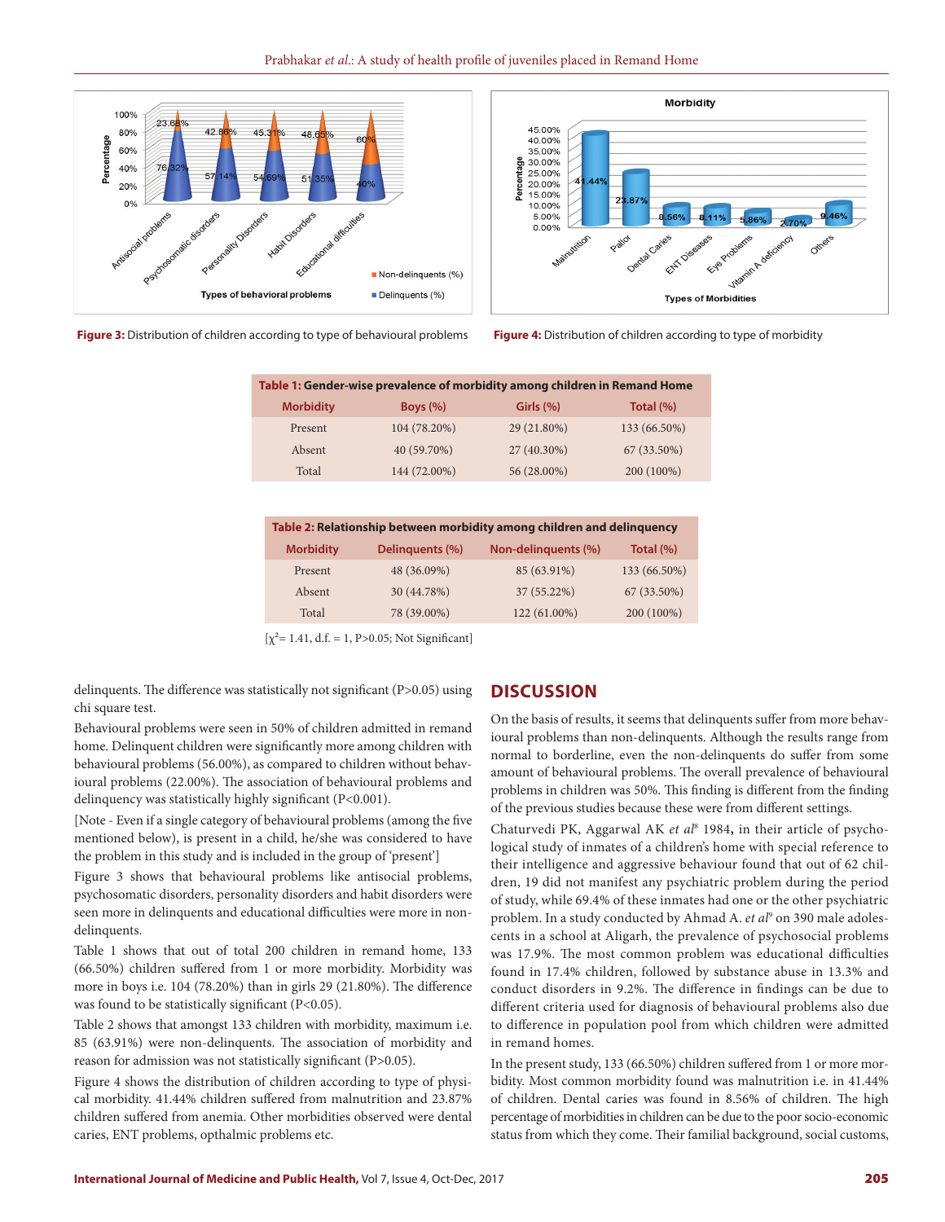Figure 3: Distribution of children according to type of behavioural problems

Figure 4: Distribution of children according to type of morbidity

**Table 1: Gender-wise prevalence of morbidity among children in Remand Home**

| Morbidity | Boys (%) | Girls (%) | Total (%) |
|---|---|---|---|
| Present | 104 (78.20%) | 29 (21.80%) | 133 (66.50%) |
| Absent | 40 (59.70%) | 27 (40.30%) | 67 (33.50%) |
| Total | 144 (72.00%) | 56 (28.00%) | 200 (100%) |

**Table 2: Relationship between morbidity among children and delinquency**

| Morbidity | Delinquents (%) | Non-delinquents (%) | Total (%) |
|---|---|---|---|
| Present | 48 (36.09%) | 85 (63.91%) | 133 (66.50%) |
| Absent | 30 (44.78%) | 37 (55.22%) | 67 (33.50%) |
| Total | 78 (39.00%) | 122 (61.00%) | 200 (100%) |

[$\chi^2$= 1.41, d.f. = 1, P>0.05; Not Significant]

delinquents. The difference was statistically not significant (P>0.05) using chi square test.

Behavioural problems were seen in 50% of children admitted in remand home. Delinquent children were significantly more among children with behavioural problems (56.00%), as compared to children without behavioural problems (22.00%). The association of behavioural problems and delinquency was statistically highly significant (P<0.001).

[Note - Even if a single category of behavioural problems (among the five mentioned below), is present in a child, he/she was considered to have the problem in this study and is included in the group of 'present']

Figure 3 shows that behavioural problems like antisocial problems, psychosomatic disorders, personality disorders and habit disorders were seen more in delinquents and educational difficulties were more in non-delinquents.

Table 1 shows that out of total 200 children in remand home, 133 (66.50%) children suffered from 1 or more morbidity. Morbidity was more in boys i.e. 104 (78.20%) than in girls 29 (21.80%). The difference was found to be statistically significant (P<0.05).

Table 2 shows that amongst 133 children with morbidity, maximum i.e. 85 (63.91%) were non-delinquents. The association of morbidity and reason for admission was not statistically significant (P>0.05).

Figure 4 shows the distribution of children according to type of physical morbidity. 41.44% children suffered from malnutrition and 23.87% children suffered from anemia. Other morbidities observed were dental caries, ENT problems, opthalmic problems etc.

## DISCUSSION

On the basis of results, it seems that delinquents suffer from more behavioural problems than non-delinquents. Although the results range from normal to borderline, even the non-delinquents do suffer from some amount of behavioural problems. The overall prevalence of behavioural problems in children was 50%. This finding is different from the finding of the previous studies because these were from different settings.

Chaturvedi PK, Aggarwal AK *et al*[8] 1984**,** in their article of psychological study of inmates of a children's home with special reference to their intelligence and aggressive behaviour found that out of 62 children, 19 did not manifest any psychiatric problem during the period of study, while 69.4% of these inmates had one or the other psychiatric problem. In a study conducted by Ahmad A. *et al*[9] on 390 male adolescents in a school at Aligarh, the prevalence of psychosocial problems was 17.9%. The most common problem was educational difficulties found in 17.4% children, followed by substance abuse in 13.3% and conduct disorders in 9.2%. The difference in findings can be due to different criteria used for diagnosis of behavioural problems also due to difference in population pool from which children were admitted in remand homes.

In the present study, 133 (66.50%) children suffered from 1 or more morbidity. Most common morbidity found was malnutrition i.e. in 41.44% of children. Dental caries was found in 8.56% of children. The high percentage of morbidities in children can be due to the poor socio-economic status from which they come. Their familial background, social customs,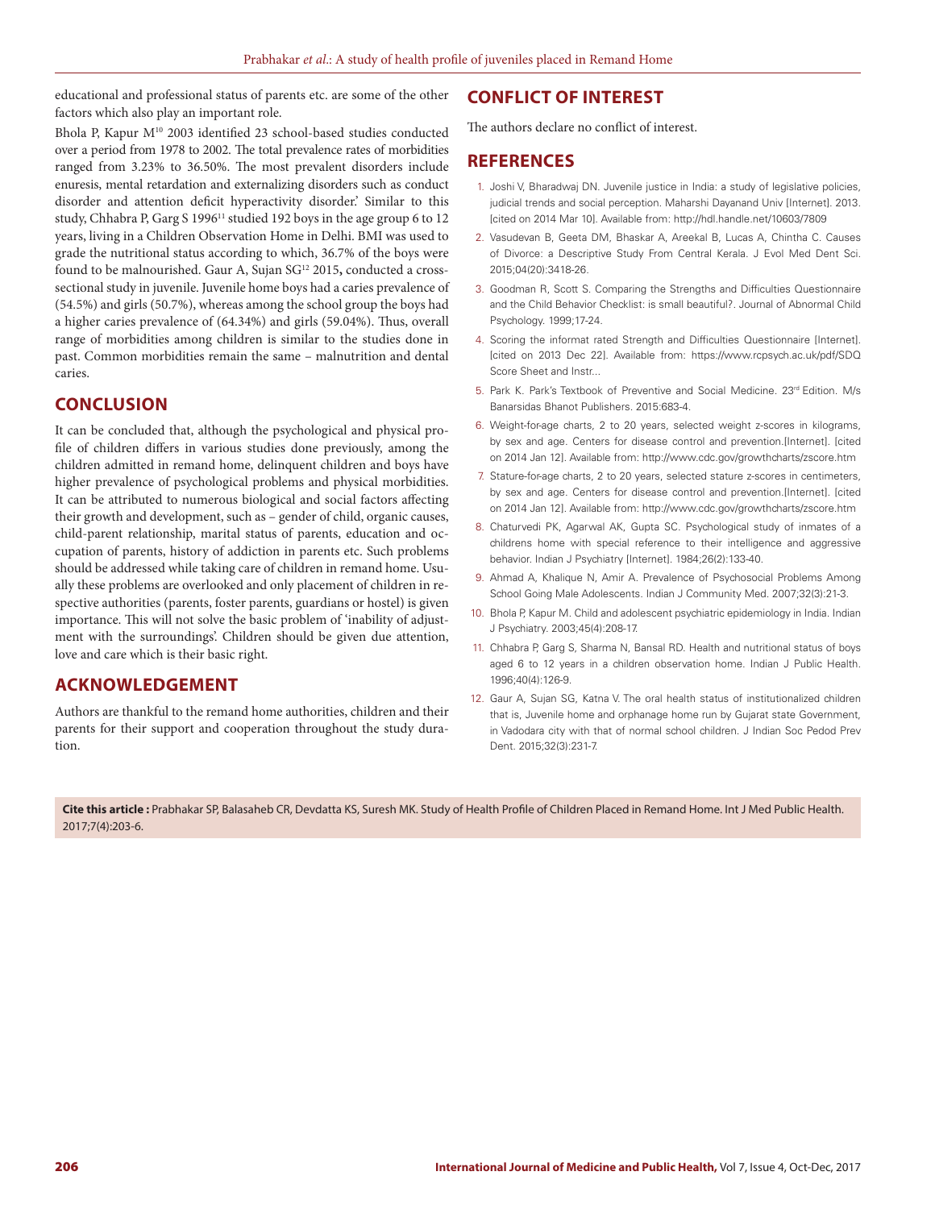educational and professional status of parents etc. are some of the other factors which also play an important role.

Bhola P, Kapur M[10] 2003 identified 23 school-based studies conducted over a period from 1978 to 2002. The total prevalence rates of morbidities ranged from 3.23% to 36.50%. The most prevalent disorders include enuresis, mental retardation and externalizing disorders such as conduct disorder and attention deficit hyperactivity disorder.' Similar to this study, Chhabra P, Garg S 1996[11] studied 192 boys in the age group 6 to 12 years, living in a Children Observation Home in Delhi. BMI was used to grade the nutritional status according to which, 36.7% of the boys were found to be malnourished. Gaur A, Sujan SG[12] 2015**,** conducted a cross-sectional study in juvenile. Juvenile home boys had a caries prevalence of (54.5%) and girls (50.7%), whereas among the school group the boys had a higher caries prevalence of (64.34%) and girls (59.04%). Thus, overall range of morbidities among children is similar to the studies done in past. Common morbidities remain the same – malnutrition and dental caries.

## CONCLUSION

It can be concluded that, although the psychological and physical profile of children differs in various studies done previously, among the children admitted in remand home, delinquent children and boys have higher prevalence of psychological problems and physical morbidities. It can be attributed to numerous biological and social factors affecting their growth and development, such as – gender of child, organic causes, child-parent relationship, marital status of parents, education and occupation of parents, history of addiction in parents etc. Such problems should be addressed while taking care of children in remand home. Usually these problems are overlooked and only placement of children in respective authorities (parents, foster parents, guardians or hostel) is given importance. This will not solve the basic problem of 'inability of adjustment with the surroundings'. Children should be given due attention, love and care which is their basic right.

## ACKNOWLEDGEMENT

Authors are thankful to the remand home authorities, children and their parents for their support and cooperation throughout the study duration.

## CONFLICT OF INTEREST

The authors declare no conflict of interest.

## REFERENCES

1. Joshi V, Bharadwaj DN. Juvenile justice in India: a study of legislative policies, judicial trends and social perception. Maharshi Dayanand Univ [Internet]. 2013. [cited on 2014 Mar 10]. Available from: http://hdl.handle.net/10603/7809
2. Vasudevan B, Geeta DM, Bhaskar A, Areekal B, Lucas A, Chintha C. Causes of Divorce: a Descriptive Study From Central Kerala. J Evol Med Dent Sci. 2015;04(20):3418-26.
3. Goodman R, Scott S. Comparing the Strengths and Difficulties Questionnaire and the Child Behavior Checklist: is small beautiful?. Journal of Abnormal Child Psychology. 1999;17-24.
4. Scoring the informat rated Strength and Difficulties Questionnaire [Internet]. [cited on 2013 Dec 22]. Available from: https://www.rcpsych.ac.uk/pdf/SDQ Score Sheet and Instr...
5. Park K. Park's Textbook of Preventive and Social Medicine. 23rd Edition. M/s Banarsidas Bhanot Publishers. 2015:683-4.
6. Weight-for-age charts, 2 to 20 years, selected weight z-scores in kilograms, by sex and age. Centers for disease control and prevention.[Internet]. [cited on 2014 Jan 12]. Available from: http://www.cdc.gov/growthcharts/zscore.htm
7. Stature-for-age charts, 2 to 20 years, selected stature z-scores in centimeters, by sex and age. Centers for disease control and prevention.[Internet]. [cited on 2014 Jan 12]. Available from: http://www.cdc.gov/growthcharts/zscore.htm
8. Chaturvedi PK, Agarwal AK, Gupta SC. Psychological study of inmates of a childrens home with special reference to their intelligence and aggressive behavior. Indian J Psychiatry [Internet]. 1984;26(2):133-40.
9. Ahmad A, Khalique N, Amir A. Prevalence of Psychosocial Problems Among School Going Male Adolescents. Indian J Community Med. 2007;32(3):21-3.
10. Bhola P, Kapur M. Child and adolescent psychiatric epidemiology in India. Indian J Psychiatry. 2003;45(4):208-17.
11. Chhabra P, Garg S, Sharma N, Bansal RD. Health and nutritional status of boys aged 6 to 12 years in a children observation home. Indian J Public Health. 1996;40(4):126-9.
12. Gaur A, Sujan SG, Katna V. The oral health status of institutionalized children that is, Juvenile home and orphanage home run by Gujarat state Government, in Vadodara city with that of normal school children. J Indian Soc Pedod Prev Dent. 2015;32(3):231-7.

**Cite this article :** Prabhakar SP, Balasaheb CR, Devdatta KS, Suresh MK. Study of Health Profile of Children Placed in Remand Home. Int J Med Public Health. 2017;7(4):203-6.